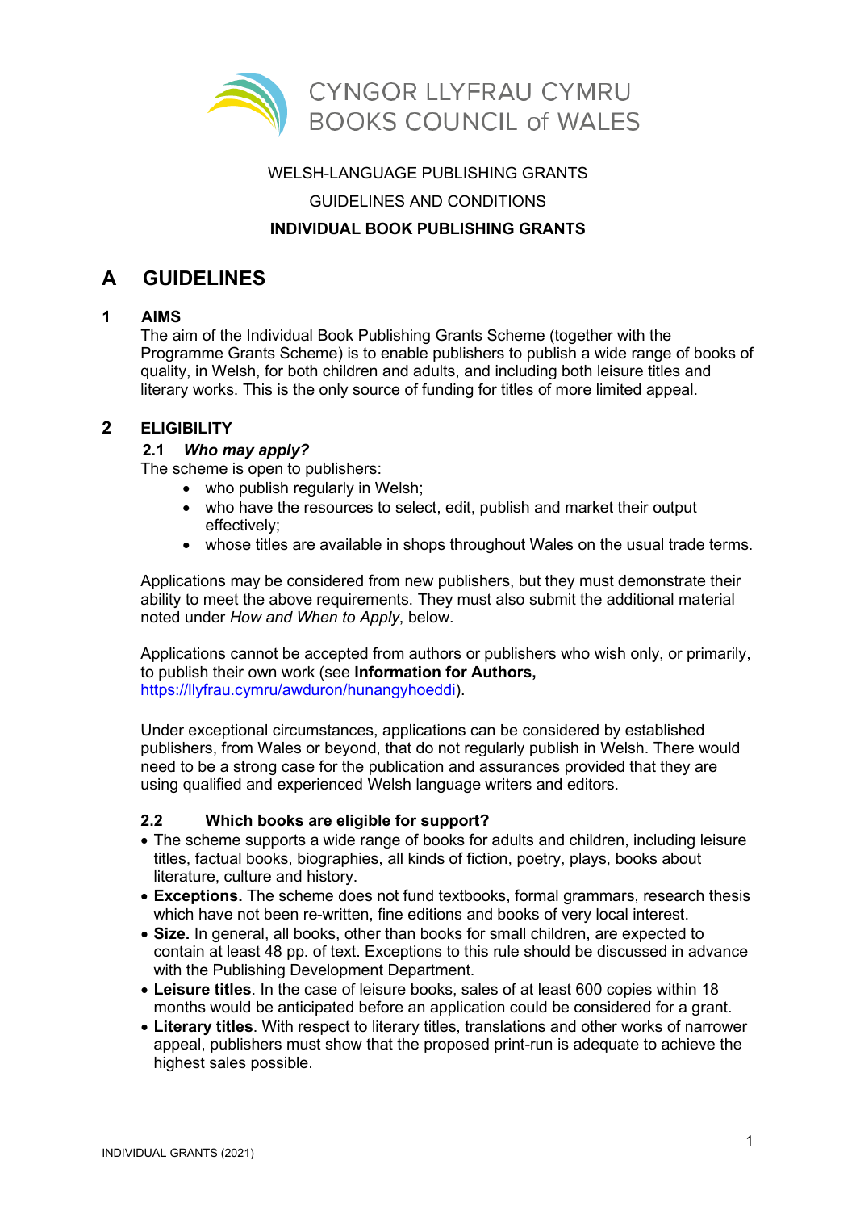CYNGOR LLYFRAU CYMRU
BOOKS COUNCIL of WALES

WELSH-LANGUAGE PUBLISHING GRANTS

GUIDELINES AND CONDITIONS

**INDIVIDUAL BOOK PUBLISHING GRANTS**

# A GUIDELINES

## 1 AIMS

The aim of the Individual Book Publishing Grants Scheme (together with the Programme Grants Scheme) is to enable publishers to publish a wide range of books of quality, in Welsh, for both children and adults, and including both leisure titles and literary works. This is the only source of funding for titles of more limited appeal.

## 2 ELIGIBILITY

### 2.1 *Who may apply?*

The scheme is open to publishers:

- who publish regularly in Welsh;
- who have the resources to select, edit, publish and market their output effectively;
- whose titles are available in shops throughout Wales on the usual trade terms.

Applications may be considered from new publishers, but they must demonstrate their ability to meet the above requirements. They must also submit the additional material noted under *How and When to Apply*, below.

Applications cannot be accepted from authors or publishers who wish only, or primarily, to publish their own work (see **Information for Authors,** https://llyfrau.cymru/awduron/hunangyhoeddi).

Under exceptional circumstances, applications can be considered by established publishers, from Wales or beyond, that do not regularly publish in Welsh. There would need to be a strong case for the publication and assurances provided that they are using qualified and experienced Welsh language writers and editors.

### 2.2 Which books are eligible for support?

- The scheme supports a wide range of books for adults and children, including leisure titles, factual books, biographies, all kinds of fiction, poetry, plays, books about literature, culture and history.
- **Exceptions.** The scheme does not fund textbooks, formal grammars, research thesis which have not been re-written, fine editions and books of very local interest.
- **Size.** In general, all books, other than books for small children, are expected to contain at least 48 pp. of text. Exceptions to this rule should be discussed in advance with the Publishing Development Department.
- **Leisure titles**. In the case of leisure books, sales of at least 600 copies within 18 months would be anticipated before an application could be considered for a grant.
- **Literary titles**. With respect to literary titles, translations and other works of narrower appeal, publishers must show that the proposed print-run is adequate to achieve the highest sales possible.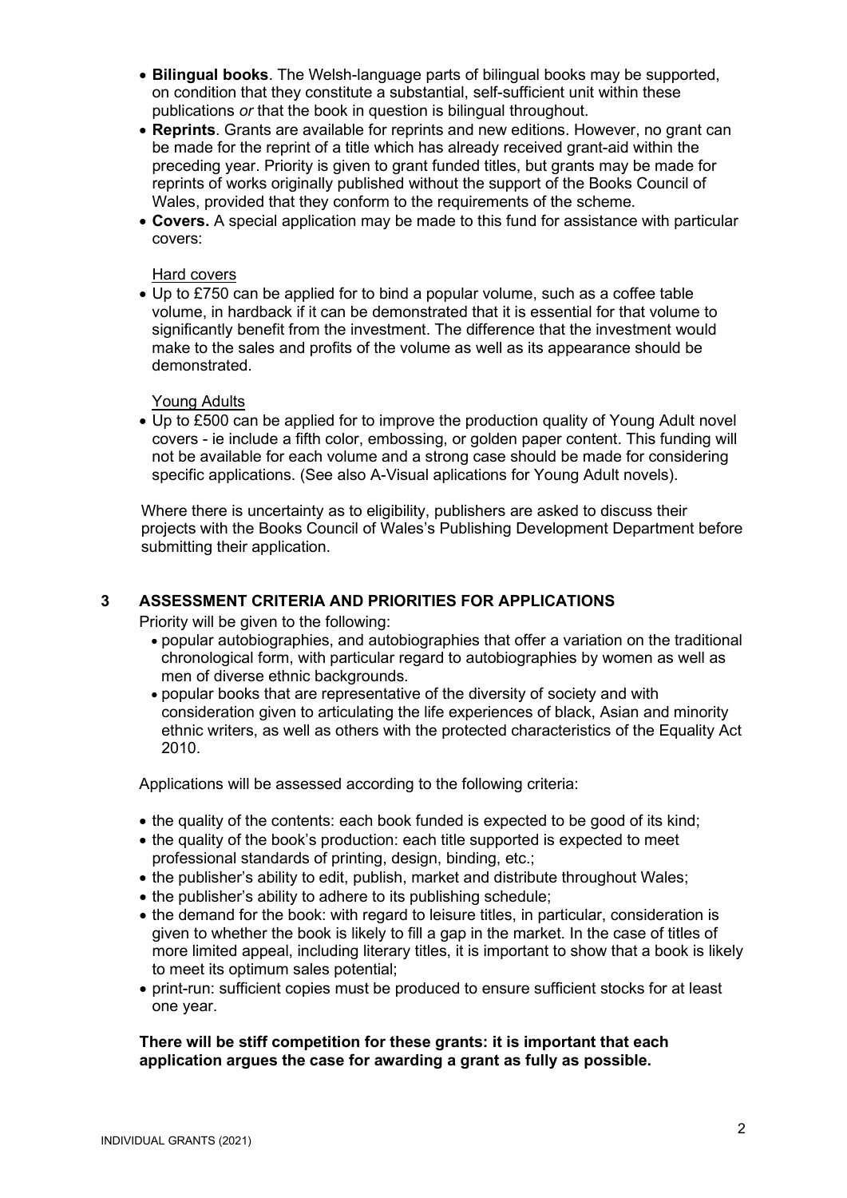- **Bilingual books**. The Welsh-language parts of bilingual books may be supported, on condition that they constitute a substantial, self-sufficient unit within these publications *or* that the book in question is bilingual throughout.
- **Reprints**. Grants are available for reprints and new editions. However, no grant can be made for the reprint of a title which has already received grant-aid within the preceding year. Priority is given to grant funded titles, but grants may be made for reprints of works originally published without the support of the Books Council of Wales, provided that they conform to the requirements of the scheme.
- **Covers.** A special application may be made to this fund for assistance with particular covers:

Hard covers

- Up to £750 can be applied for to bind a popular volume, such as a coffee table volume, in hardback if it can be demonstrated that it is essential for that volume to significantly benefit from the investment. The difference that the investment would make to the sales and profits of the volume as well as its appearance should be demonstrated.

Young Adults

- Up to £500 can be applied for to improve the production quality of Young Adult novel covers - ie include a fifth color, embossing, or golden paper content. This funding will not be available for each volume and a strong case should be made for considering specific applications. (See also A-Visual aplications for Young Adult novels).

Where there is uncertainty as to eligibility, publishers are asked to discuss their projects with the Books Council of Wales's Publishing Development Department before submitting their application.

## 3 ASSESSMENT CRITERIA AND PRIORITIES FOR APPLICATIONS

Priority will be given to the following:

- popular autobiographies, and autobiographies that offer a variation on the traditional chronological form, with particular regard to autobiographies by women as well as men of diverse ethnic backgrounds.
- popular books that are representative of the diversity of society and with consideration given to articulating the life experiences of black, Asian and minority ethnic writers, as well as others with the protected characteristics of the Equality Act 2010.

Applications will be assessed according to the following criteria:

- the quality of the contents: each book funded is expected to be good of its kind;
- the quality of the book's production: each title supported is expected to meet professional standards of printing, design, binding, etc.;
- the publisher's ability to edit, publish, market and distribute throughout Wales;
- the publisher's ability to adhere to its publishing schedule;
- the demand for the book: with regard to leisure titles, in particular, consideration is given to whether the book is likely to fill a gap in the market. In the case of titles of more limited appeal, including literary titles, it is important to show that a book is likely to meet its optimum sales potential;
- print-run: sufficient copies must be produced to ensure sufficient stocks for at least one year.

**There will be stiff competition for these grants: it is important that each application argues the case for awarding a grant as fully as possible.**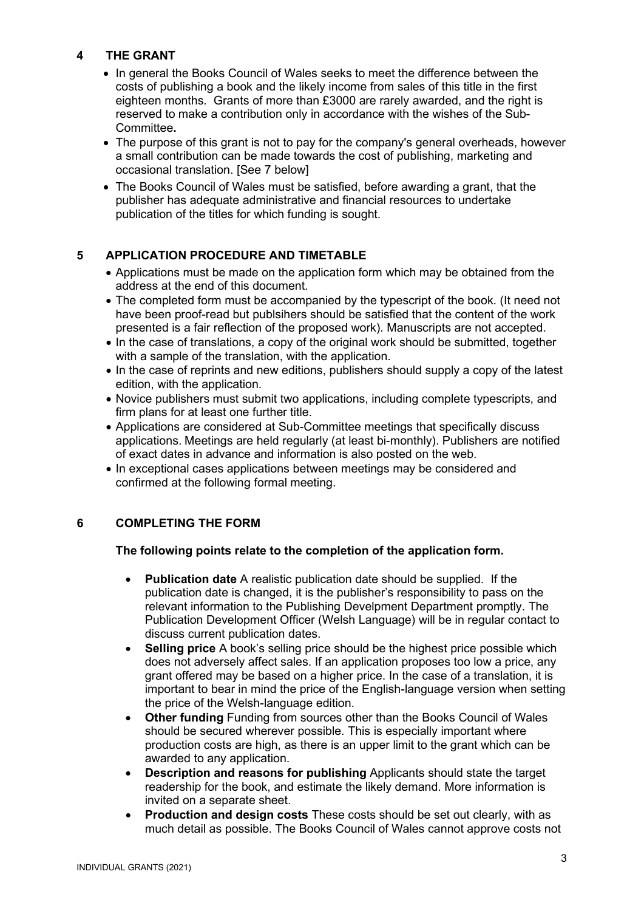## 4 THE GRANT

- In general the Books Council of Wales seeks to meet the difference between the costs of publishing a book and the likely income from sales of this title in the first eighteen months. Grants of more than £3000 are rarely awarded, and the right is reserved to make a contribution only in accordance with the wishes of the Sub-Committee**.**
- The purpose of this grant is not to pay for the company's general overheads, however a small contribution can be made towards the cost of publishing, marketing and occasional translation. [See 7 below]
- The Books Council of Wales must be satisfied, before awarding a grant, that the publisher has adequate administrative and financial resources to undertake publication of the titles for which funding is sought.

## 5 APPLICATION PROCEDURE AND TIMETABLE

- Applications must be made on the application form which may be obtained from the address at the end of this document.
- The completed form must be accompanied by the typescript of the book. (It need not have been proof-read but publsihers should be satisfied that the content of the work presented is a fair reflection of the proposed work). Manuscripts are not accepted.
- In the case of translations, a copy of the original work should be submitted, together with a sample of the translation, with the application.
- In the case of reprints and new editions, publishers should supply a copy of the latest edition, with the application.
- Novice publishers must submit two applications, including complete typescripts, and firm plans for at least one further title.
- Applications are considered at Sub-Committee meetings that specifically discuss applications. Meetings are held regularly (at least bi-monthly). Publishers are notified of exact dates in advance and information is also posted on the web.
- In exceptional cases applications between meetings may be considered and confirmed at the following formal meeting.

## 6 COMPLETING THE FORM

**The following points relate to the completion of the application form.**

- **Publication date** A realistic publication date should be supplied. If the publication date is changed, it is the publisher's responsibility to pass on the relevant information to the Publishing Develpment Department promptly. The Publication Development Officer (Welsh Language) will be in regular contact to discuss current publication dates.
- **Selling price** A book's selling price should be the highest price possible which does not adversely affect sales. If an application proposes too low a price, any grant offered may be based on a higher price. In the case of a translation, it is important to bear in mind the price of the English-language version when setting the price of the Welsh-language edition.
- **Other funding** Funding from sources other than the Books Council of Wales should be secured wherever possible. This is especially important where production costs are high, as there is an upper limit to the grant which can be awarded to any application.
- **Description and reasons for publishing** Applicants should state the target readership for the book, and estimate the likely demand. More information is invited on a separate sheet.
- **Production and design costs** These costs should be set out clearly, with as much detail as possible. The Books Council of Wales cannot approve costs not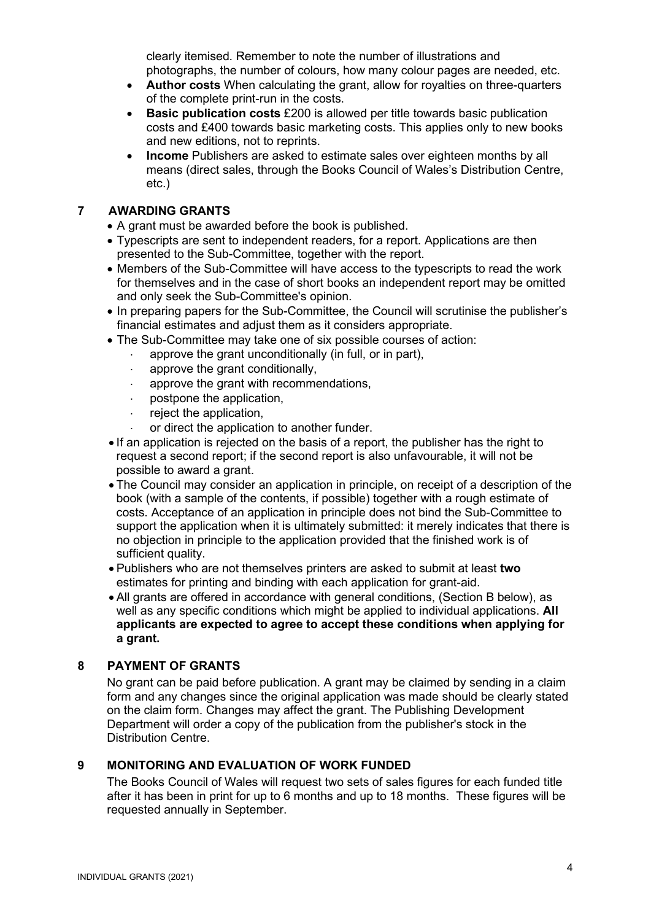clearly itemised. Remember to note the number of illustrations and photographs, the number of colours, how many colour pages are needed, etc.

- **Author costs** When calculating the grant, allow for royalties on three-quarters of the complete print-run in the costs.
- **Basic publication costs** £200 is allowed per title towards basic publication costs and £400 towards basic marketing costs. This applies only to new books and new editions, not to reprints.
- **Income** Publishers are asked to estimate sales over eighteen months by all means (direct sales, through the Books Council of Wales's Distribution Centre, etc.)

## 7 AWARDING GRANTS

- A grant must be awarded before the book is published.
- Typescripts are sent to independent readers, for a report. Applications are then presented to the Sub-Committee, together with the report.
- Members of the Sub-Committee will have access to the typescripts to read the work for themselves and in the case of short books an independent report may be omitted and only seek the Sub-Committee's opinion.
- In preparing papers for the Sub-Committee, the Council will scrutinise the publisher's financial estimates and adjust them as it considers appropriate.
- The Sub-Committee may take one of six possible courses of action:
  - approve the grant unconditionally (in full, or in part),
  - approve the grant conditionally,
  - approve the grant with recommendations,
  - postpone the application,
  - reject the application,
  - or direct the application to another funder.
- If an application is rejected on the basis of a report, the publisher has the right to request a second report; if the second report is also unfavourable, it will not be possible to award a grant.
- The Council may consider an application in principle, on receipt of a description of the book (with a sample of the contents, if possible) together with a rough estimate of costs. Acceptance of an application in principle does not bind the Sub-Committee to support the application when it is ultimately submitted: it merely indicates that there is no objection in principle to the application provided that the finished work is of sufficient quality.
- Publishers who are not themselves printers are asked to submit at least **two** estimates for printing and binding with each application for grant-aid.
- All grants are offered in accordance with general conditions, (Section B below), as well as any specific conditions which might be applied to individual applications. **All applicants are expected to agree to accept these conditions when applying for a grant.**

## 8 PAYMENT OF GRANTS

No grant can be paid before publication. A grant may be claimed by sending in a claim form and any changes since the original application was made should be clearly stated on the claim form. Changes may affect the grant. The Publishing Development Department will order a copy of the publication from the publisher's stock in the Distribution Centre.

## 9 MONITORING AND EVALUATION OF WORK FUNDED

The Books Council of Wales will request two sets of sales figures for each funded title after it has been in print for up to 6 months and up to 18 months. These figures will be requested annually in September.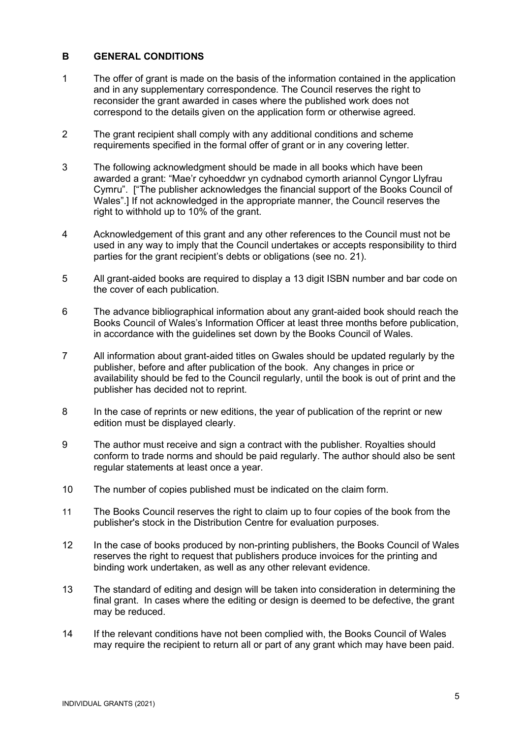## B GENERAL CONDITIONS

1. The offer of grant is made on the basis of the information contained in the application and in any supplementary correspondence. The Council reserves the right to reconsider the grant awarded in cases where the published work does not correspond to the details given on the application form or otherwise agreed.

2. The grant recipient shall comply with any additional conditions and scheme requirements specified in the formal offer of grant or in any covering letter.

3. The following acknowledgment should be made in all books which have been awarded a grant: "Mae'r cyhoeddwr yn cydnabod cymorth ariannol Cyngor Llyfrau Cymru". ["The publisher acknowledges the financial support of the Books Council of Wales".] If not acknowledged in the appropriate manner, the Council reserves the right to withhold up to 10% of the grant.

4. Acknowledgement of this grant and any other references to the Council must not be used in any way to imply that the Council undertakes or accepts responsibility to third parties for the grant recipient's debts or obligations (see no. 21).

5. All grant-aided books are required to display a 13 digit ISBN number and bar code on the cover of each publication.

6. The advance bibliographical information about any grant-aided book should reach the Books Council of Wales's Information Officer at least three months before publication, in accordance with the guidelines set down by the Books Council of Wales.

7. All information about grant-aided titles on Gwales should be updated regularly by the publisher, before and after publication of the book. Any changes in price or availability should be fed to the Council regularly, until the book is out of print and the publisher has decided not to reprint.

8. In the case of reprints or new editions, the year of publication of the reprint or new edition must be displayed clearly.

9. The author must receive and sign a contract with the publisher. Royalties should conform to trade norms and should be paid regularly. The author should also be sent regular statements at least once a year.

10. The number of copies published must be indicated on the claim form.

11. The Books Council reserves the right to claim up to four copies of the book from the publisher's stock in the Distribution Centre for evaluation purposes.

12. In the case of books produced by non-printing publishers, the Books Council of Wales reserves the right to request that publishers produce invoices for the printing and binding work undertaken, as well as any other relevant evidence.

13. The standard of editing and design will be taken into consideration in determining the final grant. In cases where the editing or design is deemed to be defective, the grant may be reduced.

14. If the relevant conditions have not been complied with, the Books Council of Wales may require the recipient to return all or part of any grant which may have been paid.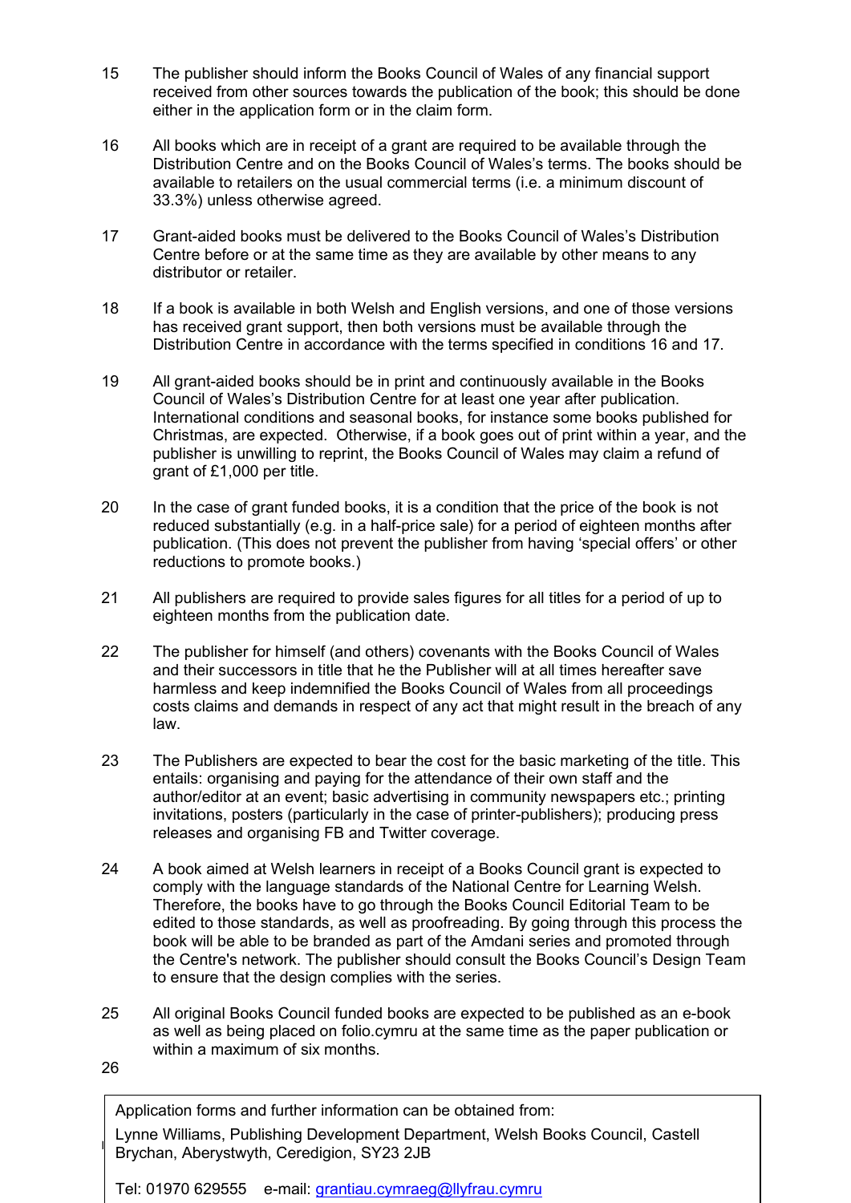15 The publisher should inform the Books Council of Wales of any financial support received from other sources towards the publication of the book; this should be done either in the application form or in the claim form.

16 All books which are in receipt of a grant are required to be available through the Distribution Centre and on the Books Council of Wales's terms. The books should be available to retailers on the usual commercial terms (i.e. a minimum discount of 33.3%) unless otherwise agreed.

17 Grant-aided books must be delivered to the Books Council of Wales's Distribution Centre before or at the same time as they are available by other means to any distributor or retailer.

18 If a book is available in both Welsh and English versions, and one of those versions has received grant support, then both versions must be available through the Distribution Centre in accordance with the terms specified in conditions 16 and 17.

19 All grant-aided books should be in print and continuously available in the Books Council of Wales's Distribution Centre for at least one year after publication. International conditions and seasonal books, for instance some books published for Christmas, are expected. Otherwise, if a book goes out of print within a year, and the publisher is unwilling to reprint, the Books Council of Wales may claim a refund of grant of £1,000 per title.

20 In the case of grant funded books, it is a condition that the price of the book is not reduced substantially (e.g. in a half-price sale) for a period of eighteen months after publication. (This does not prevent the publisher from having 'special offers' or other reductions to promote books.)

21 All publishers are required to provide sales figures for all titles for a period of up to eighteen months from the publication date.

22 The publisher for himself (and others) covenants with the Books Council of Wales and their successors in title that he the Publisher will at all times hereafter save harmless and keep indemnified the Books Council of Wales from all proceedings costs claims and demands in respect of any act that might result in the breach of any law.

23 The Publishers are expected to bear the cost for the basic marketing of the title. This entails: organising and paying for the attendance of their own staff and the author/editor at an event; basic advertising in community newspapers etc.; printing invitations, posters (particularly in the case of printer-publishers); producing press releases and organising FB and Twitter coverage.

24 A book aimed at Welsh learners in receipt of a Books Council grant is expected to comply with the language standards of the National Centre for Learning Welsh. Therefore, the books have to go through the Books Council Editorial Team to be edited to those standards, as well as proofreading. By going through this process the book will be able to be branded as part of the Amdani series and promoted through the Centre's network. The publisher should consult the Books Council's Design Team to ensure that the design complies with the series.

25 All original Books Council funded books are expected to be published as an e-book as well as being placed on folio.cymru at the same time as the paper publication or within a maximum of six months.

26

Application forms and further information can be obtained from:

Lynne Williams, Publishing Development Department, Welsh Books Council, Castell Brychan, Aberystwyth, Ceredigion, SY23 2JB

Tel: 01970 629555 e-mail: grantiau.cymraeg@llyfrau.cymru